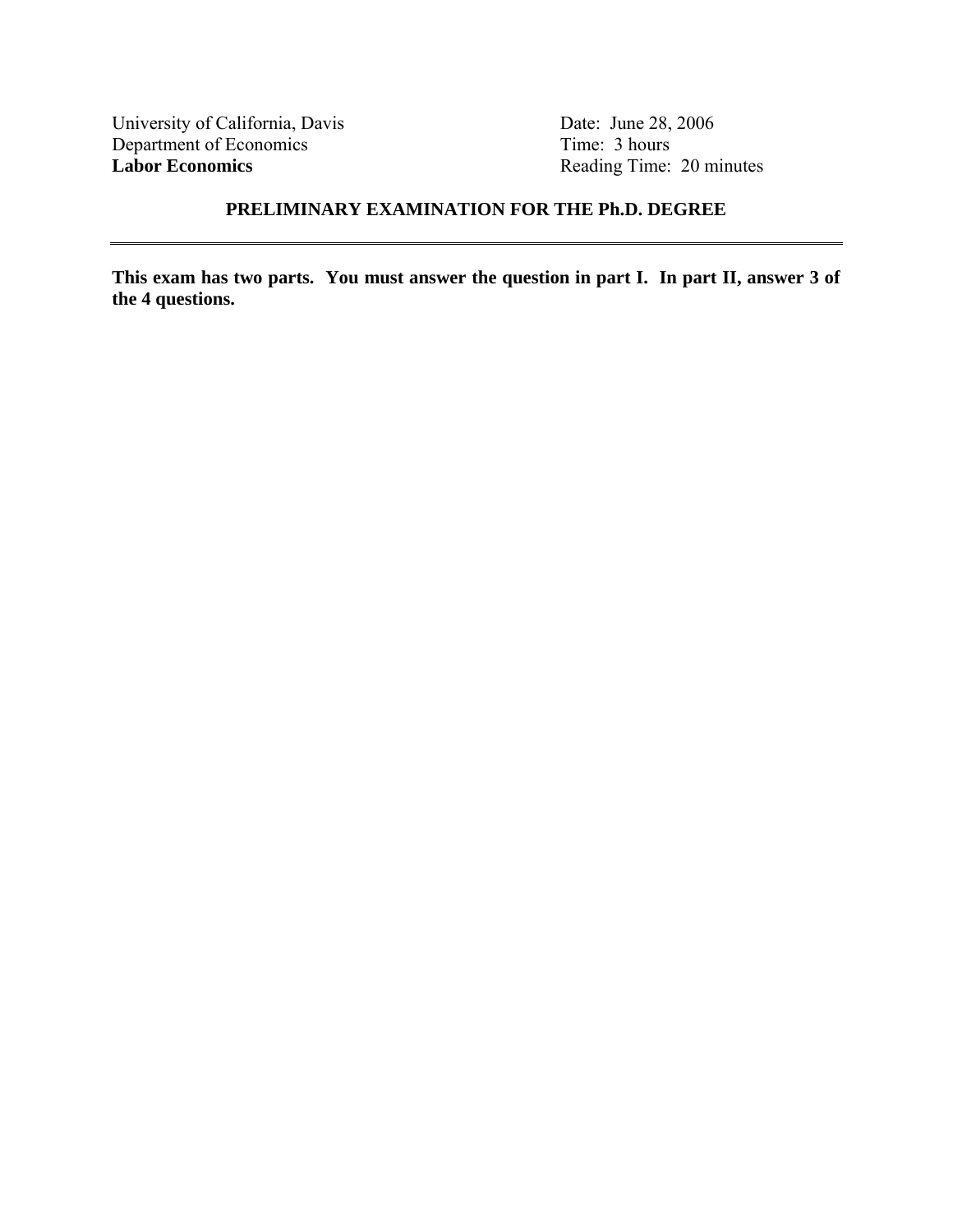University of California, Davis
Department of Economics
**Labor Economics**

Date: June 28, 2006
Time: 3 hours
Reading Time: 20 minutes

## PRELIMINARY EXAMINATION FOR THE Ph.D. DEGREE

---

**This exam has two parts. You must answer the question in part I. In part II, answer 3 of the 4 questions.**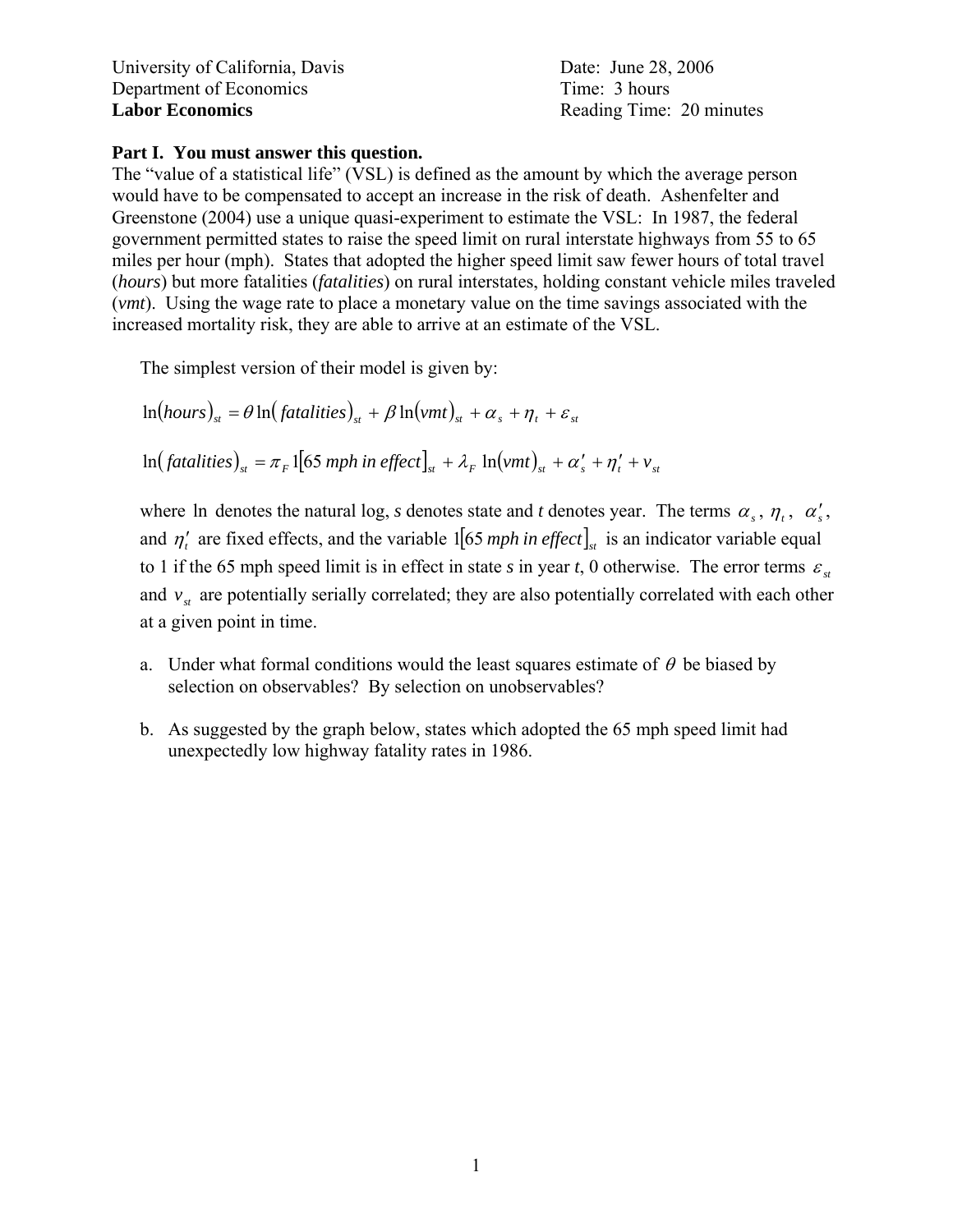University of California, Davis
Department of Economics
**Labor Economics**

Date: June 28, 2006
Time: 3 hours
Reading Time: 20 minutes

**Part I. You must answer this question.**

The "value of a statistical life" (VSL) is defined as the amount by which the average person would have to be compensated to accept an increase in the risk of death. Ashenfelter and Greenstone (2004) use a unique quasi-experiment to estimate the VSL: In 1987, the federal government permitted states to raise the speed limit on rural interstate highways from 55 to 65 miles per hour (mph). States that adopted the higher speed limit saw fewer hours of total travel (*hours*) but more fatalities (*fatalities*) on rural interstates, holding constant vehicle miles traveled (*vmt*). Using the wage rate to place a monetary value on the time savings associated with the increased mortality risk, they are able to arrive at an estimate of the VSL.

The simplest version of their model is given by:

$$\ln(hours)_{st} = \theta \ln(fatalities)_{st} + \beta \ln(vmt)_{st} + \alpha_s + \eta_t + \varepsilon_{st}$$

$$\ln(fatalities)_{st} = \pi_F 1[65 \; mph \; in \; effect]_{st} + \lambda_F \ln(vmt)_{st} + \alpha_s' + \eta_t' + v_{st}$$

where $\ln$ denotes the natural log, *s* denotes state and *t* denotes year. The terms $\alpha_s$, $\eta_t$, $\alpha_s'$, and $\eta_t'$ are fixed effects, and the variable $1[65 \; mph \; in \; effect]_{st}$ is an indicator variable equal to 1 if the 65 mph speed limit is in effect in state *s* in year *t*, 0 otherwise. The error terms $\varepsilon_{st}$ and $v_{st}$ are potentially serially correlated; they are also potentially correlated with each other at a given point in time.

a. Under what formal conditions would the least squares estimate of $\theta$ be biased by selection on observables? By selection on unobservables?

b. As suggested by the graph below, states which adopted the 65 mph speed limit had unexpectedly low highway fatality rates in 1986.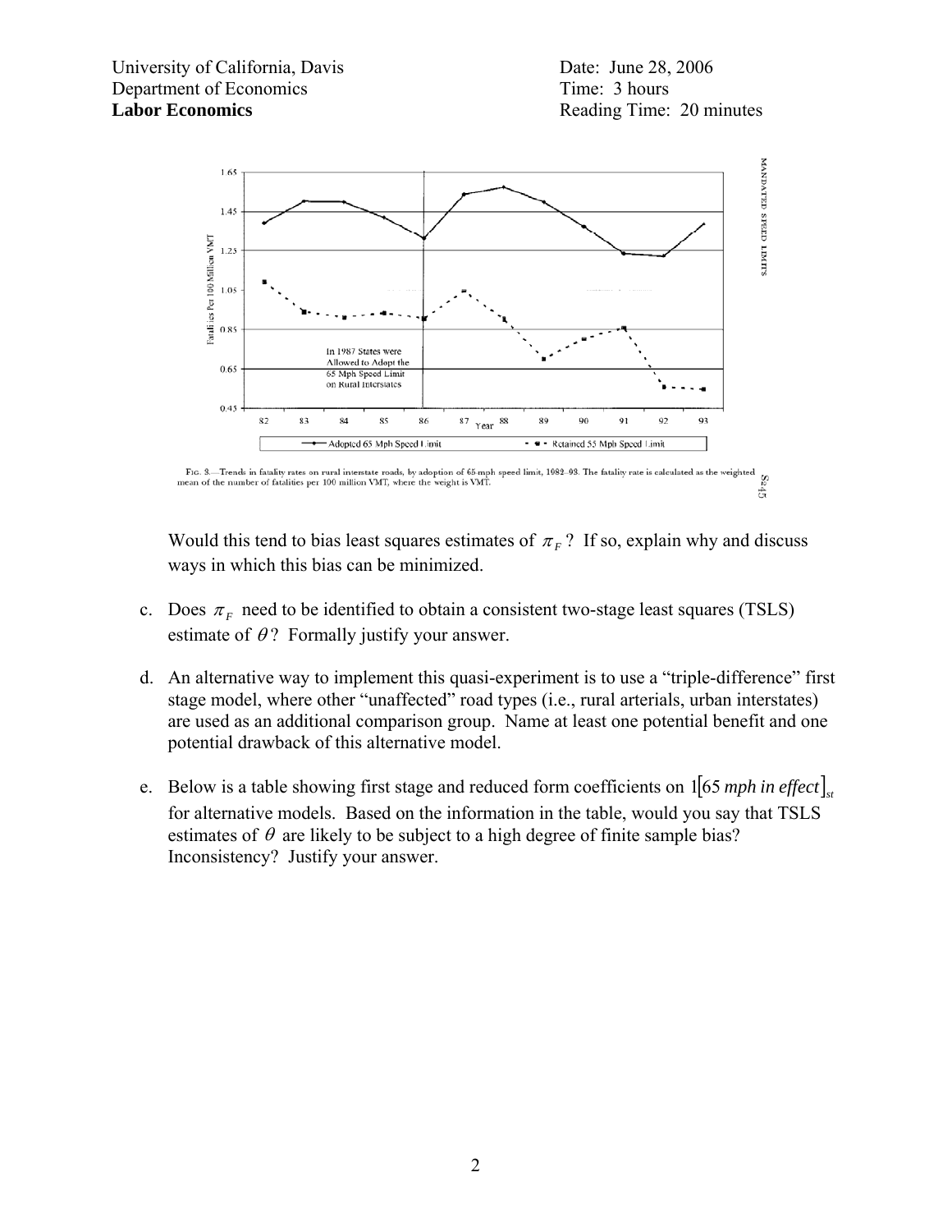FIG. 3.—Trends in fatality rates on rural interstate roads, by adoption of 65-mph speed limit, 1982–93. The fatality rate is calculated as the weighted mean of the number of fatalities per 100 million VMT, where the weight is VMT.

Would this tend to bias least squares estimates of $\pi_F$? If so, explain why and discuss ways in which this bias can be minimized.

c. Does $\pi_F$ need to be identified to obtain a consistent two-stage least squares (TSLS) estimate of $\theta$? Formally justify your answer.

d. An alternative way to implement this quasi-experiment is to use a "triple-difference" first stage model, where other "unaffected" road types (i.e., rural arterials, urban interstates) are used as an additional comparison group. Name at least one potential benefit and one potential drawback of this alternative model.

e. Below is a table showing first stage and reduced form coefficients on $1[65\ mph\ in\ effect]_{st}$ for alternative models. Based on the information in the table, would you say that TSLS estimates of $\theta$ are likely to be subject to a high degree of finite sample bias? Inconsistency? Justify your answer.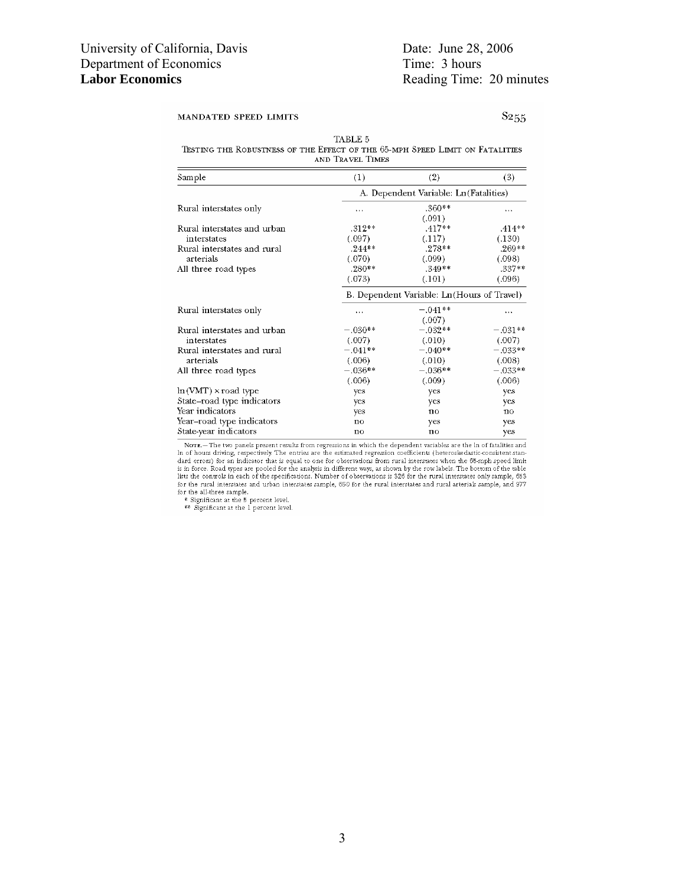University of California, Davis
Department of Economics
**Labor Economics**

Date: June 28, 2006
Time: 3 hours
Reading Time: 20 minutes

MANDATED SPEED LIMITS

TABLE 5
TESTING THE ROBUSTNESS OF THE EFFECT OF THE 65-MPH SPEED LIMIT ON FATALITIES AND TRAVEL TIMES

| Sample | (1) | (2) | (3) |
|---|---|---|---|
| | A. Dependent Variable: Ln(Fatalities) | | |
| Rural interstates only | ... | .360** | ... |
| | | (.091) | |
| Rural interstates and urban interstates | .312** | .417** | .414** |
| | (.097) | (.117) | (.130) |
| Rural interstates and rural arterials | .244** | .278** | .269** |
| | (.070) | (.099) | (.098) |
| All three road types | .280** | .349** | .337** |
| | (.073) | (.101) | (.096) |
| | B. Dependent Variable: Ln(Hours of Travel) | | |
| Rural interstates only | ... | −.041** | ... |
| | | (.007) | |
| Rural interstates and urban interstates | −.030** | −.032** | −.031** |
| | (.007) | (.010) | (.007) |
| Rural interstates and rural arterials | −.041** | −.040** | −.033** |
| | (.006) | (.010) | (.008) |
| All three road types | −.036** | −.036** | −.033** |
| | (.006) | (.009) | (.006) |
| ln(VMT) × road type | yes | yes | yes |
| State–road type indicators | yes | yes | yes |
| Year indicators | yes | no | no |
| Year–road type indicators | no | yes | yes |
| State-year indicators | no | no | yes |

NOTE.—The two panels present results from regressions in which the dependent variables are the ln of fatalities and ln of hours driving, respectively. The entries are the estimated regression coefficients (heteroskedastic-consistent standard errors) for an indicator that is equal to one for observations from rural interstates when the 65-mph speed limit is in force. Road types are pooled for the analysis in different ways, as shown by the row labels. The bottom of the table lists the controls in each of the specifications. Number of observations is 326 for the rural interstates only sample, 653 for the rural interstates and urban interstates sample, 650 for the rural interstates and rural arterials sample, and 977 for the all-three sample.

\* Significant at the 5 percent level.
\*\* Significant at the 1 percent level.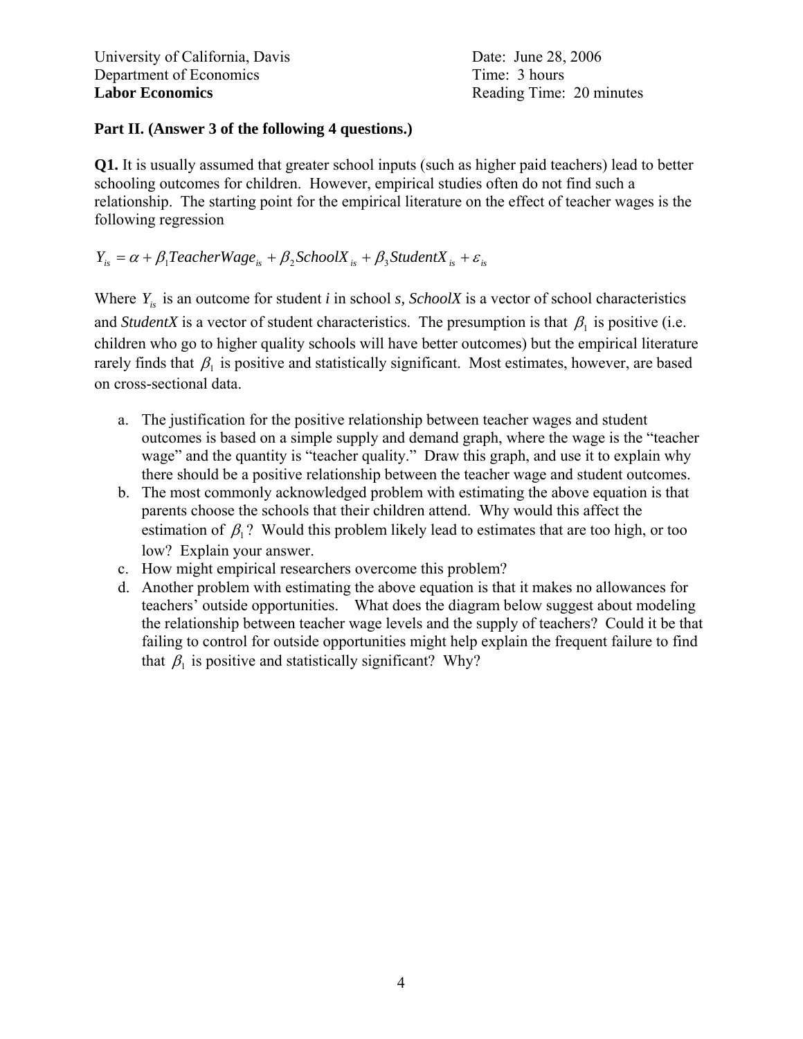University of California, Davis
Department of Economics
**Labor Economics**

Date: June 28, 2006
Time: 3 hours
Reading Time: 20 minutes

**Part II. (Answer 3 of the following 4 questions.)**

**Q1.** It is usually assumed that greater school inputs (such as higher paid teachers) lead to better schooling outcomes for children. However, empirical studies often do not find such a relationship. The starting point for the empirical literature on the effect of teacher wages is the following regression

$$Y_{is} = \alpha + \beta_1 TeacherWage_{is} + \beta_2 SchoolX_{is} + \beta_3 StudentX_{is} + \varepsilon_{is}$$

Where $Y_{is}$ is an outcome for student *i* in school *s*, *SchoolX* is a vector of school characteristics and *StudentX* is a vector of student characteristics. The presumption is that $\beta_1$ is positive (i.e. children who go to higher quality schools will have better outcomes) but the empirical literature rarely finds that $\beta_1$ is positive and statistically significant. Most estimates, however, are based on cross-sectional data.

a. The justification for the positive relationship between teacher wages and student outcomes is based on a simple supply and demand graph, where the wage is the "teacher wage" and the quantity is "teacher quality." Draw this graph, and use it to explain why there should be a positive relationship between the teacher wage and student outcomes.
b. The most commonly acknowledged problem with estimating the above equation is that parents choose the schools that their children attend. Why would this affect the estimation of $\beta_1$? Would this problem likely lead to estimates that are too high, or too low? Explain your answer.
c. How might empirical researchers overcome this problem?
d. Another problem with estimating the above equation is that it makes no allowances for teachers' outside opportunities. What does the diagram below suggest about modeling the relationship between teacher wage levels and the supply of teachers? Could it be that failing to control for outside opportunities might help explain the frequent failure to find that $\beta_1$ is positive and statistically significant? Why?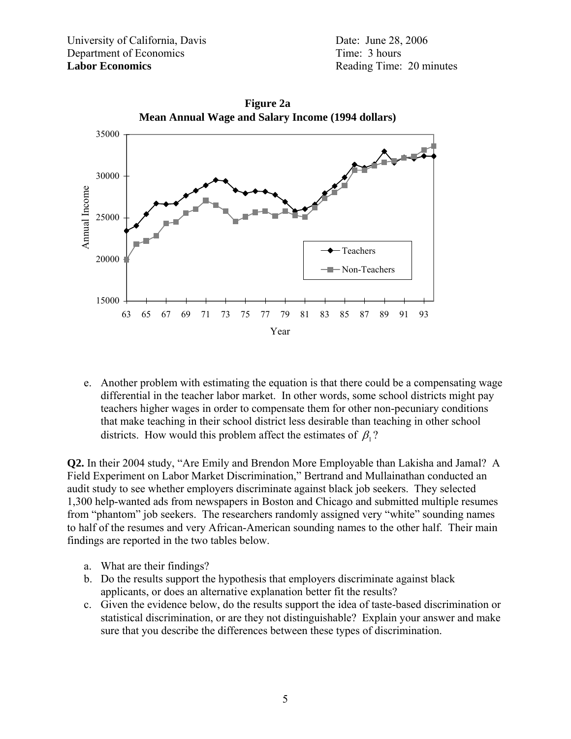University of California, Davis
Department of Economics
**Labor Economics**

Date: June 28, 2006
Time: 3 hours
Reading Time: 20 minutes

**Figure 2a**
**Mean Annual Wage and Salary Income (1994 dollars)**

e. Another problem with estimating the equation is that there could be a compensating wage differential in the teacher labor market. In other words, some school districts might pay teachers higher wages in order to compensate them for other non-pecuniary conditions that make teaching in their school district less desirable than teaching in other school districts. How would this problem affect the estimates of $\beta_1$?

**Q2.** In their 2004 study, "Are Emily and Brendon More Employable than Lakisha and Jamal? A Field Experiment on Labor Market Discrimination," Bertrand and Mullainathan conducted an audit study to see whether employers discriminate against black job seekers. They selected 1,300 help-wanted ads from newspapers in Boston and Chicago and submitted multiple resumes from "phantom" job seekers. The researchers randomly assigned very "white" sounding names to half of the resumes and very African-American sounding names to the other half. Their main findings are reported in the two tables below.

a. What are their findings?
b. Do the results support the hypothesis that employers discriminate against black applicants, or does an alternative explanation better fit the results?
c. Given the evidence below, do the results support the idea of taste-based discrimination or statistical discrimination, or are they not distinguishable? Explain your answer and make sure that you describe the differences between these types of discrimination.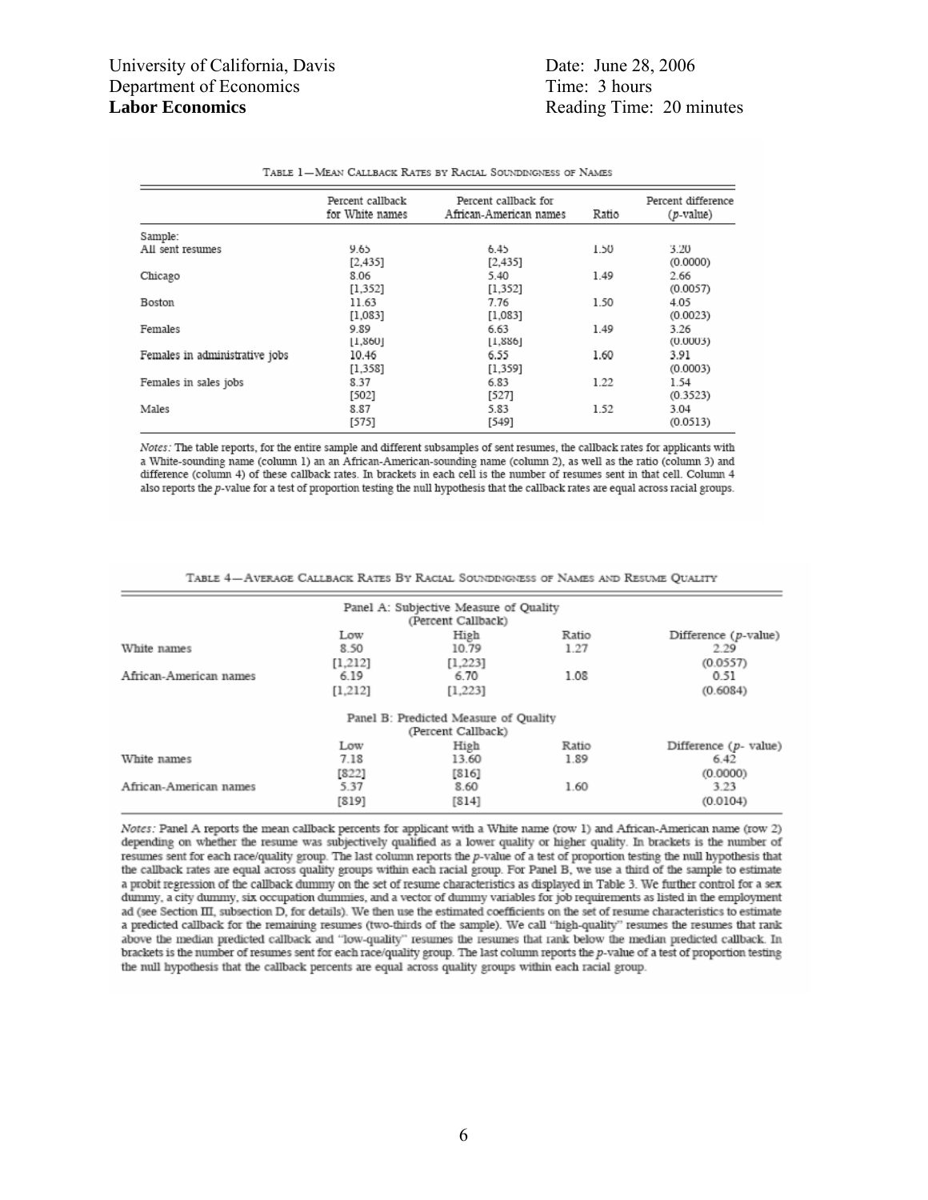University of California, Davis
Department of Economics
**Labor Economics**

Date: June 28, 2006
Time: 3 hours
Reading Time: 20 minutes

TABLE 1—MEAN CALLBACK RATES BY RACIAL SOUNDINGNESS OF NAMES

| | Percent callback for White names | Percent callback for African-American names | Ratio | Percent difference (p-value) |
|---|---|---|---|---|
| Sample: | | | | |
| All sent resumes | 9.65 | 6.45 | 1.50 | 3.20 |
| | [2,435] | [2,435] | | (0.0000) |
| Chicago | 8.06 | 5.40 | 1.49 | 2.66 |
| | [1,352] | [1,352] | | (0.0057) |
| Boston | 11.63 | 7.76 | 1.50 | 4.05 |
| | [1,083] | [1,083] | | (0.0023) |
| Females | 9.89 | 6.63 | 1.49 | 3.26 |
| | [1,860] | [1,886] | | (0.0003) |
| Females in administrative jobs | 10.46 | 6.55 | 1.60 | 3.91 |
| | [1,358] | [1,359] | | (0.0003) |
| Females in sales jobs | 8.37 | 6.83 | 1.22 | 1.54 |
| | [502] | [527] | | (0.3523) |
| Males | 8.87 | 5.83 | 1.52 | 3.04 |
| | [575] | [549] | | (0.0513) |

*Notes:* The table reports, for the entire sample and different subsamples of sent resumes, the callback rates for applicants with a White-sounding name (column 1) an an African-American-sounding name (column 2), as well as the ratio (column 3) and difference (column 4) of these callback rates. In brackets in each cell is the number of resumes sent in that cell. Column 4 also reports the p-value for a test of proportion testing the null hypothesis that the callback rates are equal across racial groups.

TABLE 4—AVERAGE CALLBACK RATES BY RACIAL SOUNDINGNESS OF NAMES AND RESUME QUALITY

| | Panel A: Subjective Measure of Quality (Percent Callback) | | | |
|---|---|---|---|---|
| | Low | High | Ratio | Difference (p-value) |
| White names | 8.50 | 10.79 | 1.27 | 2.29 |
| | [1,212] | [1,223] | | (0.0557) |
| African-American names | 6.19 | 6.70 | 1.08 | 0.51 |
| | [1,212] | [1,223] | | (0.6084) |
| | **Panel B: Predicted Measure of Quality (Percent Callback)** | | | |
| | Low | High | Ratio | Difference (p- value) |
| White names | 7.18 | 13.60 | 1.89 | 6.42 |
| | [822] | [816] | | (0.0000) |
| African-American names | 5.37 | 8.60 | 1.60 | 3.23 |
| | [819] | [814] | | (0.0104) |

*Notes:* Panel A reports the mean callback percents for applicant with a White name (row 1) and African-American name (row 2) depending on whether the resume was subjectively qualified as a lower quality or higher quality. In brackets is the number of resumes sent for each race/quality group. The last column reports the p-value of a test of proportion testing the null hypothesis that the callback rates are equal across quality groups within each racial group. For Panel B, we use a third of the sample to estimate a probit regression of the callback dummy on the set of resume characteristics as displayed in Table 3. We further control for a sex dummy, a city dummy, six occupation dummies, and a vector of dummy variables for job requirements as listed in the employment ad (see Section III, subsection D, for details). We then use the estimated coefficients on the set of resume characteristics to estimate a predicted callback for the remaining resumes (two-thirds of the sample). We call "high-quality" resumes the resumes that rank above the median predicted callback and "low-quality" resumes the resumes that rank below the median predicted callback. In brackets is the number of resumes sent for each race/quality group. The last column reports the p-value of a test of proportion testing the null hypothesis that the callback percents are equal across quality groups within each racial group.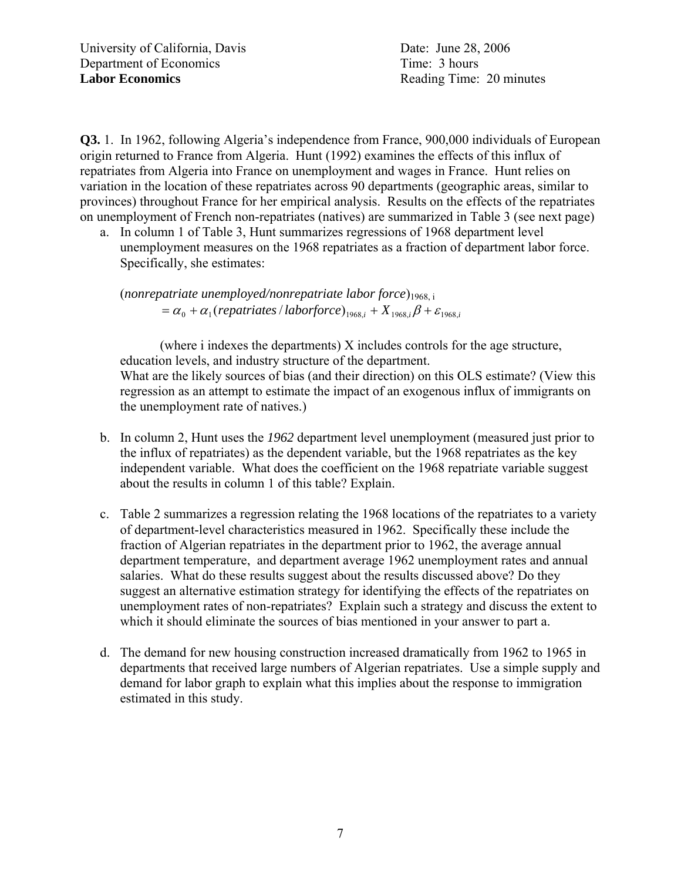University of California, Davis  
Department of Economics  
**Labor Economics**

Date: June 28, 2006  
Time: 3 hours  
Reading Time: 20 minutes

**Q3.** 1. In 1962, following Algeria's independence from France, 900,000 individuals of European origin returned to France from Algeria. Hunt (1992) examines the effects of this influx of repatriates from Algeria into France on unemployment and wages in France. Hunt relies on variation in the location of these repatriates across 90 departments (geographic areas, similar to provinces) throughout France for her empirical analysis. Results on the effects of the repatriates on unemployment of French non-repatriates (natives) are summarized in Table 3 (see next page)

a. In column 1 of Table 3, Hunt summarizes regressions of 1968 department level unemployment measures on the 1968 repatriates as a fraction of department labor force. Specifically, she estimates:

$$(\textit{nonrepatriate unemployed/nonrepatriate labor force})_{1968,\,i} = \alpha_0 + \alpha_1 (\textit{repatriates}/\textit{laborforce})_{1968,i} + X_{1968,i}\beta + \varepsilon_{1968,i}$$

(where i indexes the departments) X includes controls for the age structure, education levels, and industry structure of the department.

What are the likely sources of bias (and their direction) on this OLS estimate? (View this regression as an attempt to estimate the impact of an exogenous influx of immigrants on the unemployment rate of natives.)

b. In column 2, Hunt uses the *1962* department level unemployment (measured just prior to the influx of repatriates) as the dependent variable, but the 1968 repatriates as the key independent variable. What does the coefficient on the 1968 repatriate variable suggest about the results in column 1 of this table? Explain.

c. Table 2 summarizes a regression relating the 1968 locations of the repatriates to a variety of department-level characteristics measured in 1962. Specifically these include the fraction of Algerian repatriates in the department prior to 1962, the average annual department temperature, and department average 1962 unemployment rates and annual salaries. What do these results suggest about the results discussed above? Do they suggest an alternative estimation strategy for identifying the effects of the repatriates on unemployment rates of non-repatriates? Explain such a strategy and discuss the extent to which it should eliminate the sources of bias mentioned in your answer to part a.

d. The demand for new housing construction increased dramatically from 1962 to 1965 in departments that received large numbers of Algerian repatriates. Use a simple supply and demand for labor graph to explain what this implies about the response to immigration estimated in this study.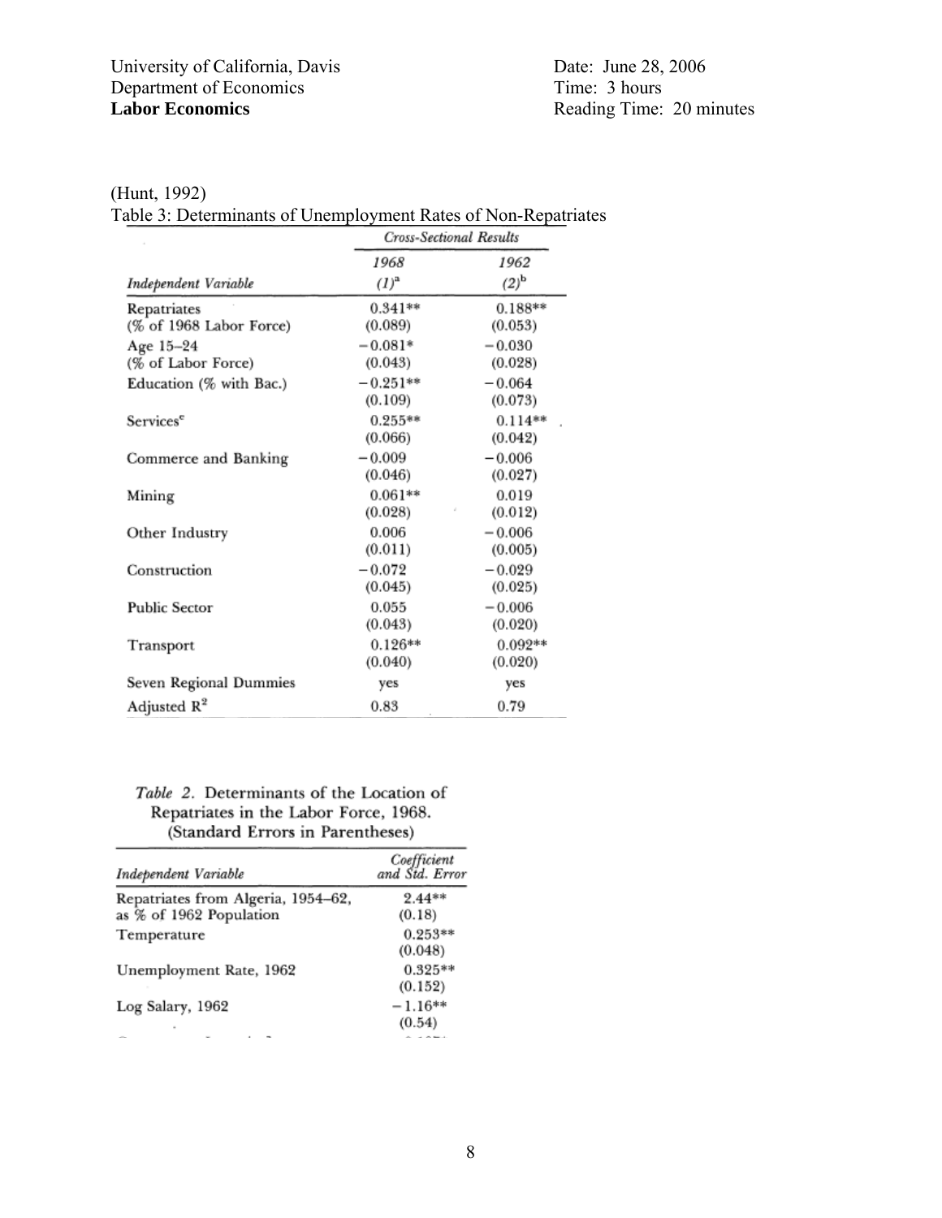University of California, Davis
Department of Economics
**Labor Economics**

Date: June 28, 2006
Time: 3 hours
Reading Time: 20 minutes

(Hunt, 1992)
Table 3: Determinants of Unemployment Rates of Non-Repatriates

| | *Cross-Sectional Results* | |
|---|---|---|
| | *1968* | *1962* |
| *Independent Variable* | *(1)*[a] | *(2)*[b] |
| Repatriates (% of 1968 Labor Force) | 0.341** (0.089) | 0.188** (0.053) |
| Age 15–24 (% of Labor Force) | −0.081* (0.043) | −0.030 (0.028) |
| Education (% with Bac.) | −0.251** (0.109) | −0.064 (0.073) |
| Services[c] | 0.255** (0.066) | 0.114** (0.042) |
| Commerce and Banking | −0.009 (0.046) | −0.006 (0.027) |
| Mining | 0.061** (0.028) | 0.019 (0.012) |
| Other Industry | 0.006 (0.011) | −0.006 (0.005) |
| Construction | −0.072 (0.045) | −0.029 (0.025) |
| Public Sector | 0.055 (0.043) | −0.006 (0.020) |
| Transport | 0.126** (0.040) | 0.092** (0.020) |
| Seven Regional Dummies | yes | yes |
| Adjusted $R^2$ | 0.83 | 0.79 |

*Table 2.* Determinants of the Location of Repatriates in the Labor Force, 1968. (Standard Errors in Parentheses)

| *Independent Variable* | *Coefficient and Std. Error* |
|---|---|
| Repatriates from Algeria, 1954–62, as % of 1962 Population | 2.44** (0.18) |
| Temperature | 0.253** (0.048) |
| Unemployment Rate, 1962 | 0.325** (0.152) |
| Log Salary, 1962 | −1.16** (0.54) |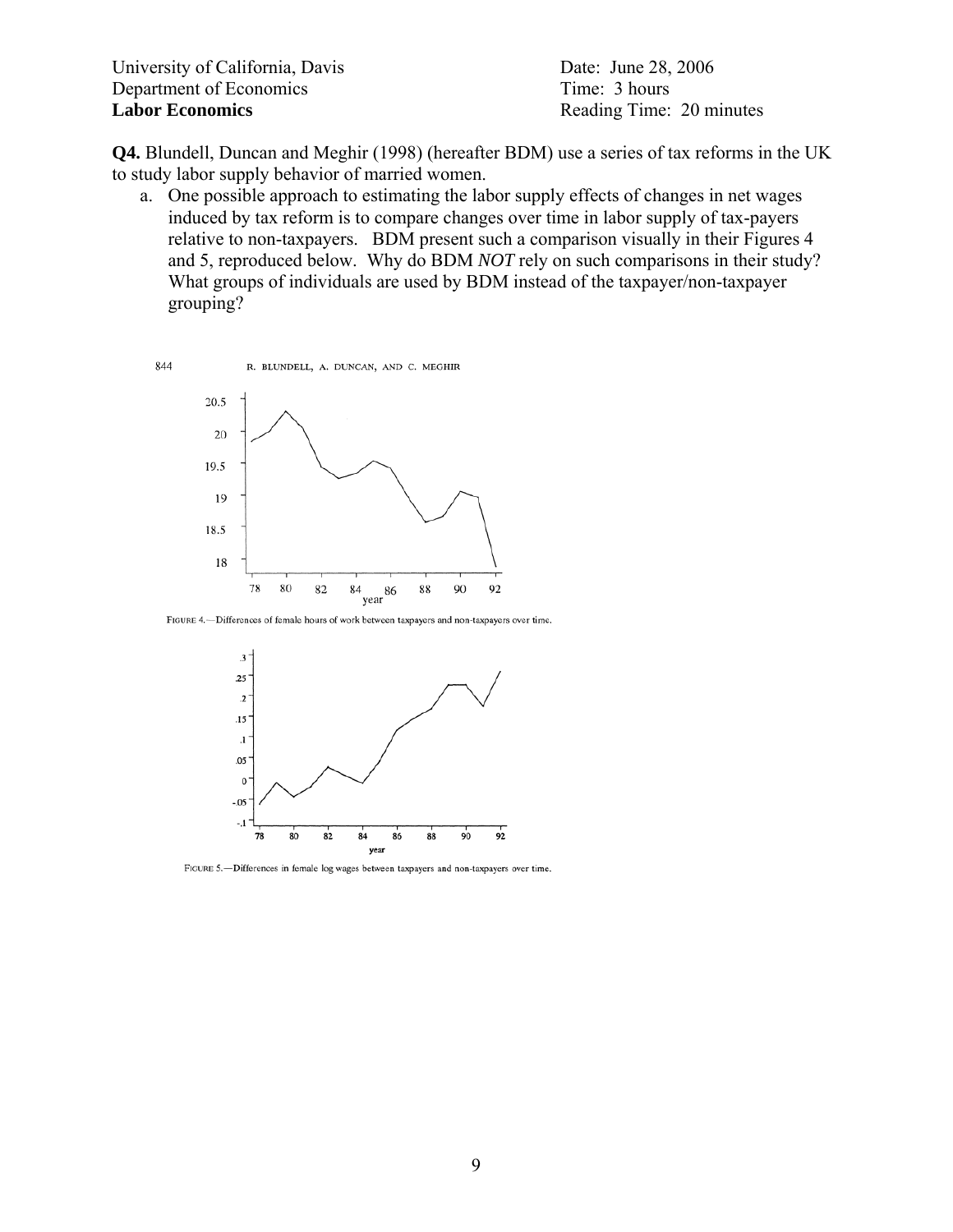University of California, Davis
Department of Economics
**Labor Economics**

Date: June 28, 2006
Time: 3 hours
Reading Time: 20 minutes

**Q4.** Blundell, Duncan and Meghir (1998) (hereafter BDM) use a series of tax reforms in the UK to study labor supply behavior of married women.

a. One possible approach to estimating the labor supply effects of changes in net wages induced by tax reform is to compare changes over time in labor supply of tax-payers relative to non-taxpayers. BDM present such a comparison visually in their Figures 4 and 5, reproduced below. Why do BDM *NOT* rely on such comparisons in their study? What groups of individuals are used by BDM instead of the taxpayer/non-taxpayer grouping?

844 R. BLUNDELL, A. DUNCAN, AND C. MEGHIR

FIGURE 4.—Differences of female hours of work between taxpayers and non-taxpayers over time.

FIGURE 5.—Differences in female log wages between taxpayers and non-taxpayers over time.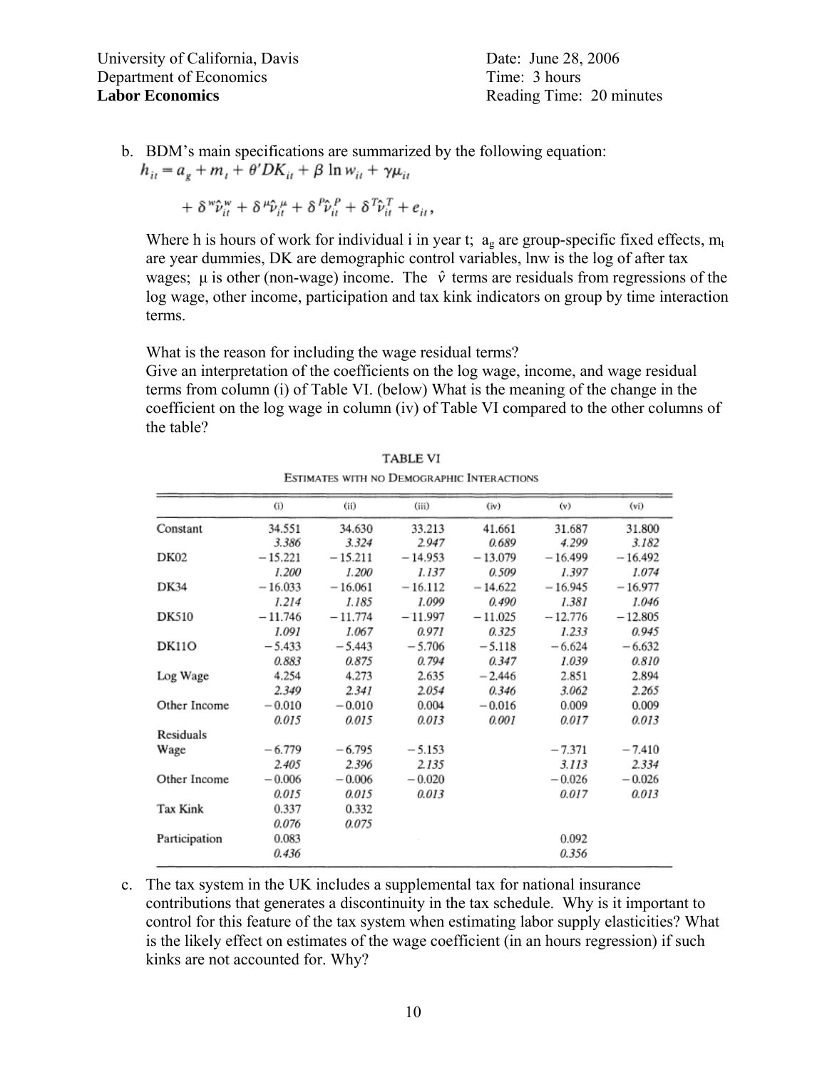University of California, Davis  
Department of Economics  
**Labor Economics**

Date: June 28, 2006  
Time: 3 hours  
Reading Time: 20 minutes

b. BDM's main specifications are summarized by the following equation:

$$h_{it} = a_g + m_t + \theta' DK_{it} + \beta \ln w_{it} + \gamma \mu_{it}$$

$$+ \delta^w \hat{v}^w_{it} + \delta^\mu \hat{v}^\mu_{it} + \delta^P \hat{v}^P_{it} + \delta^T \hat{v}^T_{it} + e_{it},$$

Where h is hours of work for individual i in year t; $a_g$ are group-specific fixed effects, $m_t$ are year dummies, DK are demographic control variables, lnw is the log of after tax wages; μ is other (non-wage) income. The $\hat{v}$ terms are residuals from regressions of the log wage, other income, participation and tax kink indicators on group by time interaction terms.

What is the reason for including the wage residual terms?  
Give an interpretation of the coefficients on the log wage, income, and wage residual terms from column (i) of Table VI. (below) What is the meaning of the change in the coefficient on the log wage in column (iv) of Table VI compared to the other columns of the table?

TABLE VI  
ESTIMATES WITH NO DEMOGRAPHIC INTERACTIONS

| | (i) | (ii) | (iii) | (iv) | (v) | (vi) |
|---|---|---|---|---|---|---|
| Constant | 34.551 | 34.630 | 33.213 | 41.661 | 31.687 | 31.800 |
| | *3.386* | *3.324* | *2.947* | *0.689* | *4.299* | *3.182* |
| DK02 | −15.221 | −15.211 | −14.953 | −13.079 | −16.499 | −16.492 |
| | *1.200* | *1.200* | *1.137* | *0.509* | *1.397* | *1.074* |
| DK34 | −16.033 | −16.061 | −16.112 | −14.622 | −16.945 | −16.977 |
| | *1.214* | *1.185* | *1.099* | *0.490* | *1.381* | *1.046* |
| DK510 | −11.746 | −11.774 | −11.997 | −11.025 | −12.776 | −12.805 |
| | *1.091* | *1.067* | *0.971* | *0.325* | *1.233* | *0.945* |
| DK11O | −5.433 | −5.443 | −5.706 | −5.118 | −6.624 | −6.632 |
| | *0.883* | *0.875* | *0.794* | *0.347* | *1.039* | *0.810* |
| Log Wage | 4.254 | 4.273 | 2.635 | −2.446 | 2.851 | 2.894 |
| | *2.349* | *2.341* | *2.054* | *0.346* | *3.062* | *2.265* |
| Other Income | −0.010 | −0.010 | 0.004 | −0.016 | 0.009 | 0.009 |
| | *0.015* | *0.015* | *0.013* | *0.001* | *0.017* | *0.013* |
| Residuals | | | | | | |
| Wage | −6.779 | −6.795 | −5.153 | | −7.371 | −7.410 |
| | *2.405* | *2.396* | *2.135* | | *3.113* | *2.334* |
| Other Income | −0.006 | −0.006 | −0.020 | | −0.026 | −0.026 |
| | *0.015* | *0.015* | *0.013* | | *0.017* | *0.013* |
| Tax Kink | 0.337 | 0.332 | | | | |
| | *0.076* | *0.075* | | | | |
| Participation | 0.083 | | | | 0.092 | |
| | *0.436* | | | | *0.356* | |

c. The tax system in the UK includes a supplemental tax for national insurance contributions that generates a discontinuity in the tax schedule. Why is it important to control for this feature of the tax system when estimating labor supply elasticities? What is the likely effect on estimates of the wage coefficient (in an hours regression) if such kinks are not accounted for. Why?